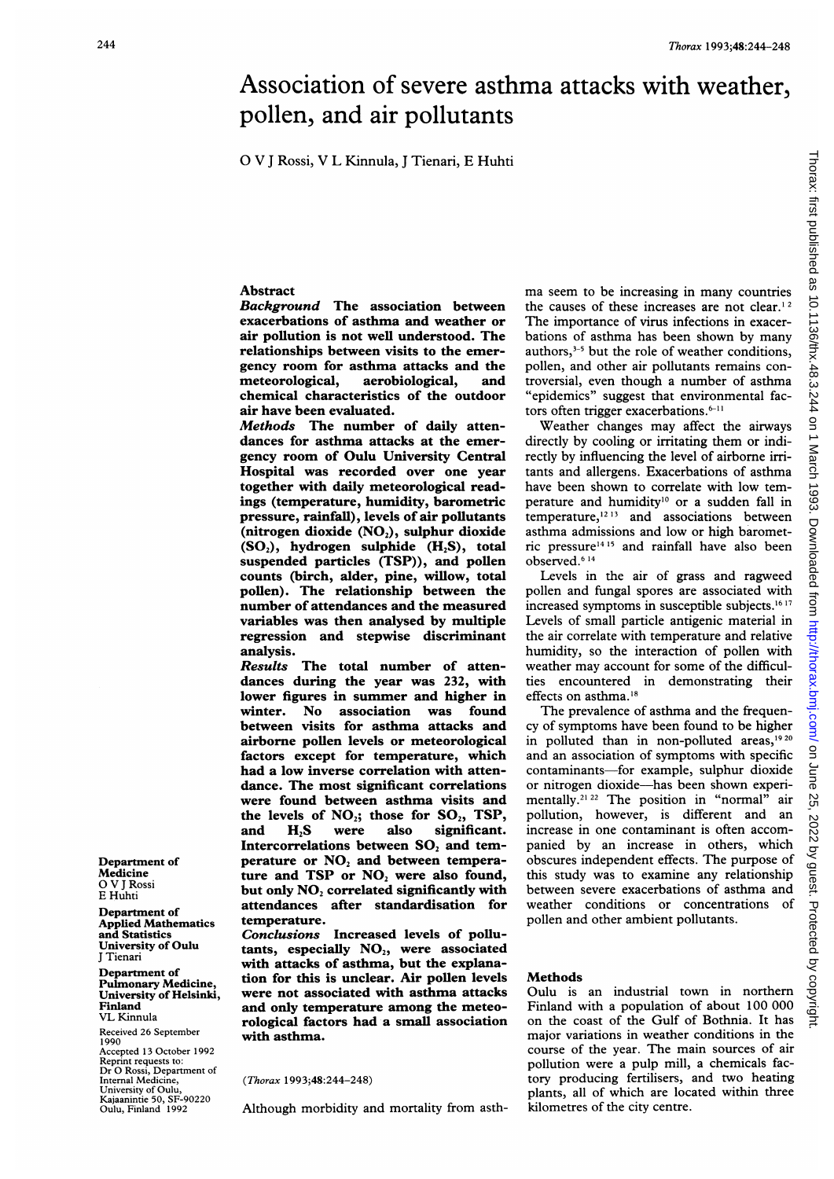# Association of severe asthma attacks with weather, pollen, and air pollutants

O V J Rossi, V L Kinnula, J Tienari, E Huhti

## Abstract

**Background** The association between exacerbations of asthma and weather or air pollution is not well understood. The relationships between visits to the emergency room for asthma attacks and the meteorological, aerobiological, and chemical characteristics of the outdoor air have been evaluated.

**Methods** The number of daily attendances for asthma attacks at the emergency room of Oulu University Central Hospital was recorded over one year together with daily meteorological readings (temperature, humidity, barometric pressure, rainfall), levels of air pollutants (nitrogen dioxide ($NO_2$), sulphur dioxide ($SO_2$), hydrogen sulphide ($H_2S$), total suspended particles (TSP)), and pollen counts (birch, alder, pine, willow, total pollen). The relationship between the number of attendances and the measured variables was then analysed by multiple regression and stepwise discriminant analysis.

**Results** The total number of attendances during the year was 232, with lower figures in summer and higher in winter. No association was found between visits for asthma attacks and airborne pollen levels or meteorological factors except for temperature, which had a low inverse correlation with attendance. The most significant correlations were found between asthma visits and the levels of $NO_2$; those for $SO_2$, TSP, and $H_2S$ were also significant. Intercorrelations between $SO_2$ and temperature or $NO_2$ and between temperature and TSP or $NO_2$ were also found, but only $NO_2$ correlated significantly with attendances after standardisation for temperature.

**Conclusions** Increased levels of pollutants, especially $NO_2$, were associated with attacks of asthma, but the explanation for this is unclear. Air pollen levels were not associated with asthma attacks and only temperature among the meteorological factors had a small association with asthma.

(*Thorax* 1993;**48**:244–248)

Department of Medicine
O V J Rossi
E Huhti

Department of Applied Mathematics and Statistics University of Oulu
J Tienari

Department of Pulmonary Medicine, University of Helsinki, Finland
VL Kinnula

Received 26 September 1990
Accepted 13 October 1992
Reprint requests to: Dr O Rossi, Department of Internal Medicine, University of Oulu, Kajaanintie 50, SF-90220 Oulu, Finland 1992

Although morbidity and mortality from asthma seem to be increasing in many countries the causes of these increases are not clear.[1,2] The importance of virus infections in exacerbations of asthma has been shown by many authors,[3–5] but the role of weather conditions, pollen, and other air pollutants remains controversial, even though a number of asthma "epidemics" suggest that environmental factors often trigger exacerbations.[6–11]

Weather changes may affect the airways directly by cooling or irritating them or indirectly by influencing the level of airborne irritants and allergens. Exacerbations of asthma have been shown to correlate with low temperature and humidity[10] or a sudden fall in temperature,[12,13] and associations between asthma admissions and low or high barometric pressure[14,15] and rainfall have also been observed.[6,14]

Levels in the air of grass and ragweed pollen and fungal spores are associated with increased symptoms in susceptible subjects.[16,17] Levels of small particle antigenic material in the air correlate with temperature and relative humidity, so the interaction of pollen with weather may account for some of the difficulties encountered in demonstrating their effects on asthma.[18]

The prevalence of asthma and the frequency of symptoms have been found to be higher in polluted than in non-polluted areas,[19,20] and an association of symptoms with specific contaminants—for example, sulphur dioxide or nitrogen dioxide—has been shown experimentally.[21,22] The position in "normal" air pollution, however, is different and an increase in one contaminant is often accompanied by an increase in others, which obscures independent effects. The purpose of this study was to examine any relationship between severe exacerbations of asthma and weather conditions or concentrations of pollen and other ambient pollutants.

## Methods

Oulu is an industrial town in northern Finland with a population of about 100 000 on the coast of the Gulf of Bothnia. It has major variations in weather conditions in the course of the year. The main sources of air pollution were a pulp mill, a chemicals factory producing fertilisers, and two heating plants, all of which are located within three kilometres of the city centre.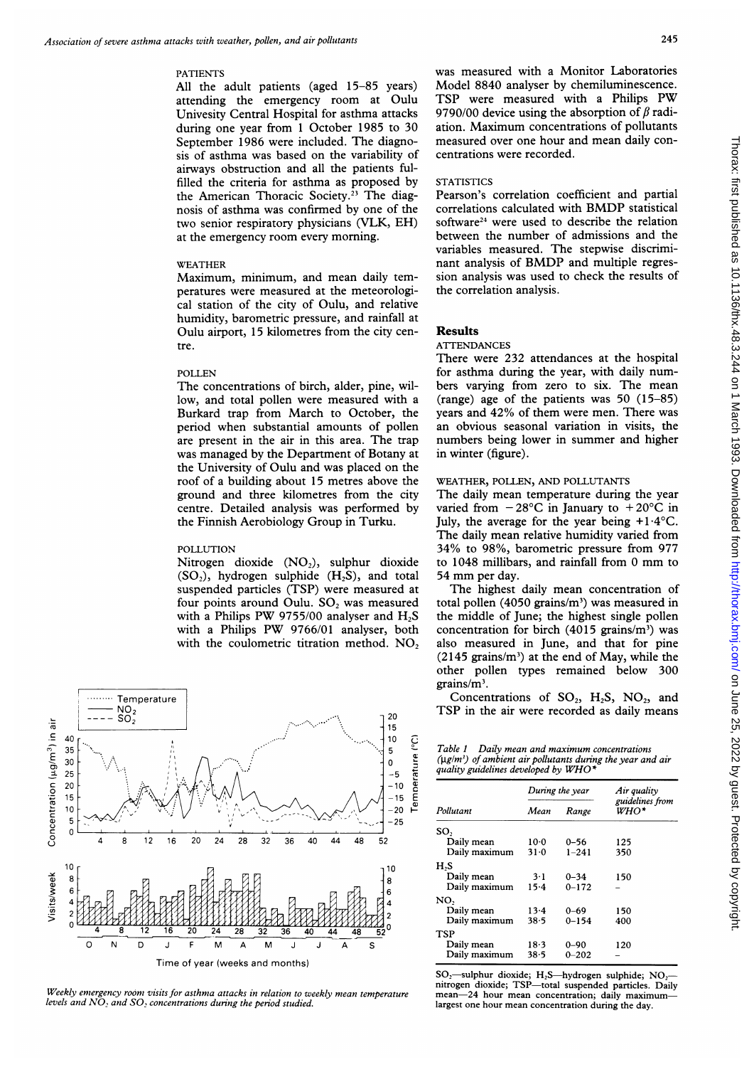## PATIENTS

All the adult patients (aged 15–85 years) attending the emergency room at Oulu Univesity Central Hospital for asthma attacks during one year from 1 October 1985 to 30 September 1986 were included. The diagnosis of asthma was based on the variability of airways obstruction and all the patients fulfilled the criteria for asthma as proposed by the American Thoracic Society.[23] The diagnosis of asthma was confirmed by one of the two senior respiratory physicians (VLK, EH) at the emergency room every morning.

## WEATHER

Maximum, minimum, and mean daily temperatures were measured at the meteorological station of the city of Oulu, and relative humidity, barometric pressure, and rainfall at Oulu airport, 15 kilometres from the city centre.

## POLLEN

The concentrations of birch, alder, pine, willow, and total pollen were measured with a Burkard trap from March to October, the period when substantial amounts of pollen are present in the air in this area. The trap was managed by the Department of Botany at the University of Oulu and was placed on the roof of a building about 15 metres above the ground and three kilometres from the city centre. Detailed analysis was performed by the Finnish Aerobiology Group in Turku.

## POLLUTION

Nitrogen dioxide ($NO_2$), sulphur dioxide ($SO_2$), hydrogen sulphide ($H_2S$), and total suspended particles (TSP) were measured at four points around Oulu. $SO_2$ was measured with a Philips PW 9755/00 analyser and $H_2S$ with a Philips PW 9766/01 analyser, both with the coulometric titration method. $NO_2$ was measured with a Monitor Laboratories Model 8840 analyser by chemiluminescence. TSP were measured with a Philips PW 9790/00 device using the absorption of $\beta$ radiation. Maximum concentrations of pollutants measured over one hour and mean daily concentrations were recorded.

*Weekly emergency room visits for asthma attacks in relation to weekly mean temperature levels and $NO_2$ and $SO_2$ concentrations during the period studied.*

## STATISTICS

Pearson's correlation coefficient and partial correlations calculated with BMDP statistical software[24] were used to describe the relation between the number of admissions and the variables measured. The stepwise discriminant analysis of BMDP and multiple regression analysis was used to check the results of the correlation analysis.

# Results

## ATTENDANCES

There were 232 attendances at the hospital for asthma during the year, with daily numbers varying from zero to six. The mean (range) age of the patients was 50 (15–85) years and 42% of them were men. There was an obvious seasonal variation in visits, the numbers being lower in summer and higher in winter (figure).

## WEATHER, POLLEN, AND POLLUTANTS

The daily mean temperature during the year varied from −28°C in January to +20°C in July, the average for the year being +1·4°C. The daily mean relative humidity varied from 34% to 98%, barometric pressure from 977 to 1048 millibars, and rainfall from 0 mm to 54 mm per day.

The highest daily mean concentration of total pollen (4050 grains/m³) was measured in the middle of June; the highest single pollen concentration for birch (4015 grains/m³) was also measured in June, and that for pine (2145 grains/m³) at the end of May, while the other pollen types remained below 300 grains/m³.

Concentrations of $SO_2$, $H_2S$, $NO_2$, and TSP in the air were recorded as daily means

*Table 1 Daily mean and maximum concentrations (µg/m³) of ambient air pollutants during the year and air quality guidelines developed by WHO\**

| Pollutant | During the year | | Air quality guidelines from WHO\* |
|---|---|---|---|
| | Mean | Range | |
| $SO_2$ | | | |
| Daily mean | 10·0 | 0–56 | 125 |
| Daily maximum | 31·0 | 1–241 | 350 |
| $H_2S$ | | | |
| Daily mean | 3·1 | 0–34 | 150 |
| Daily maximum | 15·4 | 0–172 | – |
| $NO_2$ | | | |
| Daily mean | 13·4 | 0–69 | 150 |
| Daily maximum | 38·5 | 0–154 | 400 |
| TSP | | | |
| Daily mean | 18·3 | 0–90 | 120 |
| Daily maximum | 38·5 | 0–202 | – |

$SO_2$—sulphur dioxide; $H_2S$—hydrogen sulphide; $NO_2$—nitrogen dioxide; TSP—total suspended particles. Daily mean—24 hour mean concentration; daily maximum—largest one hour mean concentration during the day.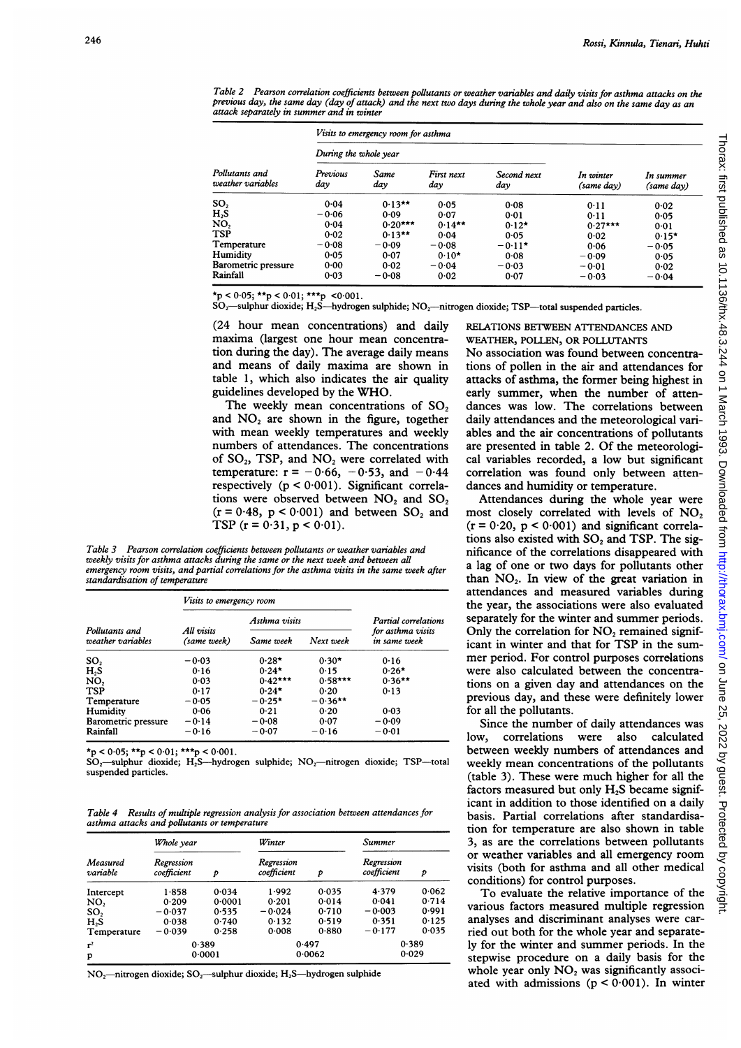Table 2 Pearson correlation coefficients between pollutants or weather variables and daily visits for asthma attacks on the previous day, the same day (day of attack) and the next two days during the whole year and also on the same day as an attack separately in summer and in winter

| Pollutants and weather variables | Visits to emergency room for asthma | | | | | |
|---|---|---|---|---|---|---|
| | During the whole year | | | | | |
| | Previous day | Same day | First next day | Second next day | In winter (same day) | In summer (same day) |
| $SO_2$ | 0·04 | 0·13** | 0·05 | 0·08 | 0·11 | 0·02 |
| $H_2S$ | −0·06 | 0·09 | 0·07 | 0·01 | 0·11 | 0·05 |
| $NO_2$ | 0·04 | 0·20*** | 0·14** | 0·12* | 0·27*** | 0·01 |
| TSP | 0·02 | 0·13** | 0·04 | 0·05 | 0·02 | 0·15* |
| Temperature | −0·08 | −0·09 | −0·08 | −0·11* | 0·06 | −0·05 |
| Humidity | 0·05 | 0·07 | 0·10* | 0·08 | −0·09 | 0·05 |
| Barometric pressure | 0·00 | 0·02 | −0·04 | −0·03 | −0·01 | 0·02 |
| Rainfall | 0·03 | −0·08 | 0·02 | 0·07 | −0·03 | −0·04 |

*p < 0·05; **p < 0·01; ***p <0·001.
$SO_2$—sulphur dioxide; $H_2S$—hydrogen sulphide; $NO_2$—nitrogen dioxide; TSP—total suspended particles.

(24 hour mean concentrations) and daily maxima (largest one hour mean concentration during the day). The average daily means and means of daily maxima are shown in table 1, which also indicates the air quality guidelines developed by the WHO.

The weekly mean concentrations of $SO_2$ and $NO_2$ are shown in the figure, together with mean weekly temperatures and weekly numbers of attendances. The concentrations of $SO_2$, TSP, and $NO_2$ were correlated with temperature: r = −0·66, −0·53, and −0·44 respectively ($p < 0·001$). Significant correlations were observed between $NO_2$ and $SO_2$ (r = 0·48, $p < 0·001$) and between $SO_2$ and TSP (r = 0·31, $p < 0·01$).

Table 3 Pearson correlation coefficients between pollutants or weather variables and weekly visits for asthma attacks during the same or the next week and between all emergency room visits, and partial correlations for the asthma visits in the same week after standardisation of temperature

| Pollutants and weather variables | Visits to emergency room | | | |
|---|---|---|---|---|
| | All visits (same week) | Asthma visits | | Partial correlations for asthma visits in same week |
| | | Same week | Next week | |
| $SO_2$ | −0·03 | 0·28* | 0·30* | 0·16 |
| $H_2S$ | 0·16 | 0·24* | 0·15 | 0·26* |
| $NO_2$ | 0·03 | 0·42*** | 0·58*** | 0·36** |
| TSP | 0·17 | 0·24* | 0·20 | 0·13 |
| Temperature | −0·05 | −0·25* | −0·36** | |
| Humidity | 0·06 | 0·21 | 0·20 | 0·03 |
| Barometric pressure | −0·14 | −0·08 | 0·07 | −0·09 |
| Rainfall | −0·16 | −0·07 | −0·16 | −0·01 |

*p < 0·05; **p < 0·01; ***p < 0·001.
$SO_2$—sulphur dioxide; $H_2S$—hydrogen sulphide; $NO_2$—nitrogen dioxide; TSP—total suspended particles.

Table 4 Results of multiple regression analysis for association between attendances for asthma attacks and pollutants or temperature

| Measured variable | Whole year | | Winter | | Summer | |
|---|---|---|---|---|---|---|
| | Regression coefficient | p | Regression coefficient | p | Regression coefficient | p |
| Intercept | 1·858 | 0·034 | 1·992 | 0·035 | 4·379 | 0·062 |
| $NO_2$ | 0·209 | 0·0001 | 0·201 | 0·014 | 0·041 | 0·714 |
| $SO_2$ | −0·037 | 0·535 | −0·024 | 0·710 | −0·003 | 0·991 |
| $H_2S$ | 0·038 | 0·740 | 0·132 | 0·519 | 0·351 | 0·125 |
| Temperature | −0·039 | 0·258 | 0·008 | 0·880 | −0·177 | 0·035 |
| $r^2$ | 0·389 | | 0·497 | | 0·389 | |
| p | 0·0001 | | 0·0062 | | 0·029 | |

$NO_2$—nitrogen dioxide; $SO_2$—sulphur dioxide; $H_2S$—hydrogen sulphide

## RELATIONS BETWEEN ATTENDANCES AND WEATHER, POLLEN, OR POLLUTANTS

No association was found between concentrations of pollen in the air and attendances for attacks of asthma, the former being highest in early summer, when the number of attendances was low. The correlations between daily attendances and the meteorological variables and the air concentrations of pollutants are presented in table 2. Of the meteorological variables recorded, a low but significant correlation was found only between attendances and humidity or temperature.

Attendances during the whole year were most closely correlated with levels of $NO_2$ (r = 0·20, $p < 0·001$) and significant correlations also existed with $SO_2$ and TSP. The significance of the correlations disappeared with a lag of one or two days for pollutants other than $NO_2$. In view of the great variation in attendances and measured variables during the year, the associations were also evaluated separately for the winter and summer periods. Only the correlation for $NO_2$ remained significant in winter and that for TSP in the summer period. For control purposes correlations were also calculated between the concentrations on a given day and attendances on the previous day, and these were definitely lower for all the pollutants.

Since the number of daily attendances was low, correlations were also calculated between weekly numbers of attendances and weekly mean concentrations of the pollutants (table 3). These were much higher for all the factors measured but only $H_2S$ became significant in addition to those identified on a daily basis. Partial correlations after standardisation for temperature are also shown in table 3, as are the correlations between pollutants or weather variables and all emergency room visits (both for asthma and all other medical conditions) for control purposes.

To evaluate the relative importance of the various factors measured multiple regression analyses and discriminant analyses were carried out both for the whole year and separately for the winter and summer periods. In the stepwise procedure on a daily basis for the whole year only $NO_2$ was significantly associated with admissions ($p < 0·001$). In winter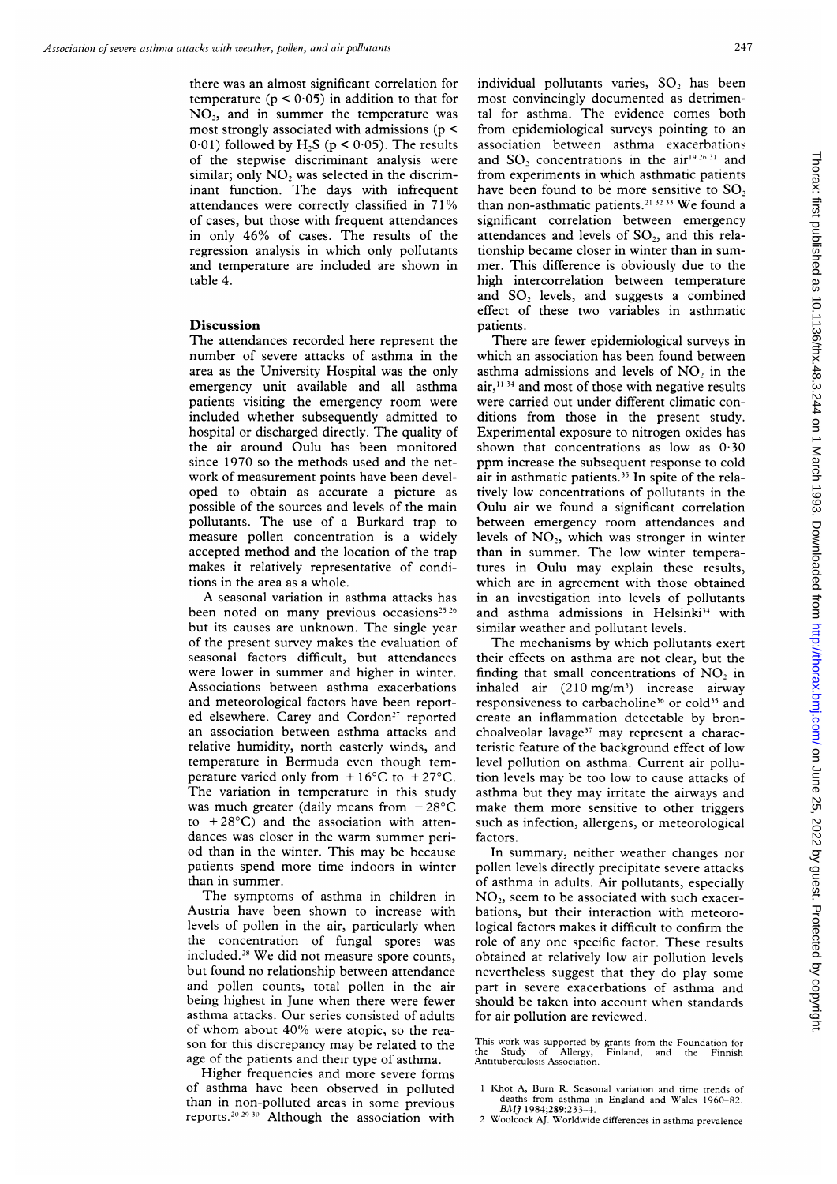there was an almost significant correlation for temperature ($p < 0.05$) in addition to that for $NO_2$, and in summer the temperature was most strongly associated with admissions ($p < 0.01$) followed by $H_2S$ ($p < 0.05$). The results of the stepwise discriminant analysis were similar; only $NO_2$ was selected in the discriminant function. The days with infrequent attendances were correctly classified in 71% of cases, but those with frequent attendances in only 46% of cases. The results of the regression analysis in which only pollutants and temperature are included are shown in table 4.

## Discussion

The attendances recorded here represent the number of severe attacks of asthma in the area as the University Hospital was the only emergency unit available and all asthma patients visiting the emergency room were included whether subsequently admitted to hospital or discharged directly. The quality of the air around Oulu has been monitored since 1970 so the methods used and the network of measurement points have been developed to obtain as accurate a picture as possible of the sources and levels of the main pollutants. The use of a Burkard trap to measure pollen concentration is a widely accepted method and the location of the trap makes it relatively representative of conditions in the area as a whole.

A seasonal variation in asthma attacks has been noted on many previous occasions[25,26] but its causes are unknown. The single year of the present survey makes the evaluation of seasonal factors difficult, but attendances were lower in summer and higher in winter. Associations between asthma exacerbations and meteorological factors have been reported elsewhere. Carey and Cordon[27] reported an association between asthma attacks and relative humidity, north easterly winds, and temperature in Bermuda even though temperature varied only from +16°C to +27°C. The variation in temperature in this study was much greater (daily means from −28°C to +28°C) and the association with attendances was closer in the warm summer period than in the winter. This may be because patients spend more time indoors in winter than in summer.

The symptoms of asthma in children in Austria have been shown to increase with levels of pollen in the air, particularly when the concentration of fungal spores was included.[28] We did not measure spore counts, but found no relationship between attendance and pollen counts, total pollen in the air being highest in June when there were fewer asthma attacks. Our series consisted of adults of whom about 40% were atopic, so the reason for this discrepancy may be related to the age of the patients and their type of asthma.

Higher frequencies and more severe forms of asthma have been observed in polluted than in non-polluted areas in some previous reports.[20,29,30] Although the association with individual pollutants varies, $SO_2$ has been most convincingly documented as detrimental for asthma. The evidence comes both from epidemiological surveys pointing to an association between asthma exacerbations and $SO_2$ concentrations in the air[19,26,31] and from experiments in which asthmatic patients have been found to be more sensitive to $SO_2$ than non-asthmatic patients.[21,32,33] We found a significant correlation between emergency attendances and levels of $SO_2$, and this relationship became closer in winter than in summer. This difference is obviously due to the high intercorrelation between temperature and $SO_2$ levels, and suggests a combined effect of these two variables in asthmatic patients.

There are fewer epidemiological surveys in which an association has been found between asthma admissions and levels of $NO_2$ in the air,[11,34] and most of those with negative results were carried out under different climatic conditions from those in the present study. Experimental exposure to nitrogen oxides has shown that concentrations as low as 0·30 ppm increase the subsequent response to cold air in asthmatic patients.[35] In spite of the relatively low concentrations of pollutants in the Oulu air we found a significant correlation between emergency room attendances and levels of $NO_2$, which was stronger in winter than in summer. The low winter temperatures in Oulu may explain these results, which are in agreement with those obtained in an investigation into levels of pollutants and asthma admissions in Helsinki[34] with similar weather and pollutant levels.

The mechanisms by which pollutants exert their effects on asthma are not clear, but the finding that small concentrations of $NO_2$ in inhaled air (210 mg/m$^3$) increase airway responsiveness to carbacholine[36] or cold[35] and create an inflammation detectable by bronchoalveolar lavage[37] may represent a characteristic feature of the background effect of low level pollution on asthma. Current air pollution levels may be too low to cause attacks of asthma but they may irritate the airways and make them more sensitive to other triggers such as infection, allergens, or meteorological factors.

In summary, neither weather changes nor pollen levels directly precipitate severe attacks of asthma in adults. Air pollutants, especially $NO_2$, seem to be associated with such exacerbations, but their interaction with meteorological factors makes it difficult to confirm the role of any one specific factor. These results obtained at relatively low air pollution levels nevertheless suggest that they do play some part in severe exacerbations of asthma and should be taken into account when standards for air pollution are reviewed.

This work was supported by grants from the Foundation for the Study of Allergy, Finland, and the Finnish Antituberculosis Association.

1 Khot A, Burn R. Seasonal variation and time trends of deaths from asthma in England and Wales 1960–82. *BMJ* 1984;**289**:233–4.
2 Woolcock AJ. Worldwide differences in asthma prevalence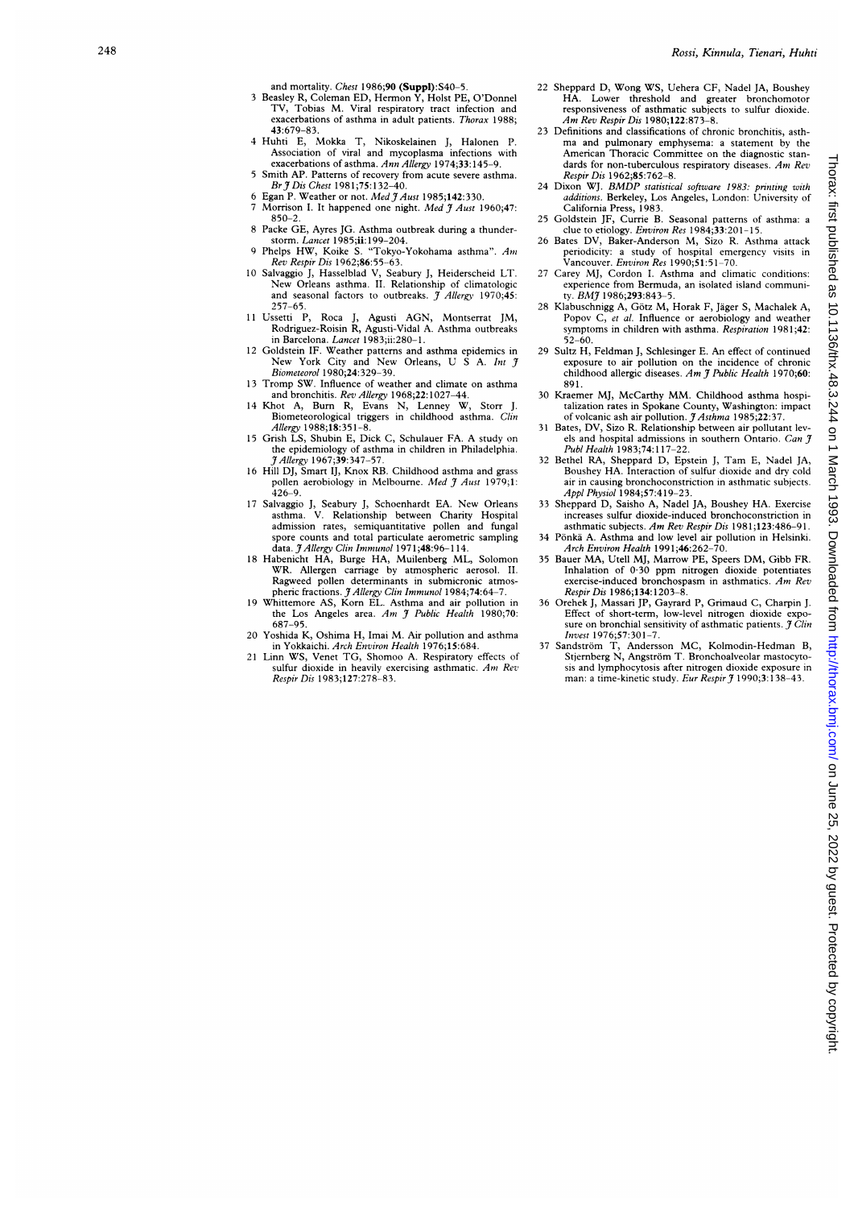and mortality. *Chest* 1986;**90 (Suppl)**:S40–5.

3 Beasley R, Coleman ED, Hermon Y, Holst PE, O'Donnel TV, Tobias M. Viral respiratory tract infection and exacerbations of asthma in adult patients. *Thorax* 1988; **43**:679–83.

4 Huhti E, Mokka T, Nikoskelainen J, Halonen P. Association of viral and mycoplasma infections with exacerbations of asthma. *Ann Allergy* 1974;**33**:145–9.

5 Smith AP. Patterns of recovery from acute severe asthma. *Br J Dis Chest* 1981;**75**:132–40.

6 Egan P. Weather or not. *Med J Aust* 1985;**142**:330.

7 Morrison I. It happened one night. *Med J Aust* 1960;**47**: 850–2.

8 Packe GE, Ayres JG. Asthma outbreak during a thunderstorm. *Lancet* 1985;**ii**:199–204.

9 Phelps HW, Koike S. "Tokyo-Yokohama asthma". *Am Rev Respir Dis* 1962;**86**:55–63.

10 Salvaggio J, Hasselblad V, Seabury J, Heiderscheid LT. New Orleans asthma. II. Relationship of climatologic and seasonal factors to outbreaks. *J Allergy* 1970;**45**: 257–65.

11 Ussetti P, Roca J, Agusti AGN, Montserrat JM, Rodriguez-Roisin R, Agusti-Vidal A. Asthma outbreaks in Barcelona. *Lancet* 1983;**ii**:280–1.

12 Goldstein IF. Weather patterns and asthma epidemics in New York City and New Orleans, U S A. *Int J Biometeorol* 1980;**24**:329–39.

13 Tromp SW. Influence of weather and climate on asthma and bronchitis. *Rev Allergy* 1968;**22**:1027–44.

14 Khot A, Burn R, Evans N, Lenney W, Storr J. Biometeorological triggers in childhood asthma. *Clin Allergy* 1988;**18**:351–8.

15 Grish LS, Shubin E, Dick C, Schulauer FA. A study on the epidemiology of asthma in children in Philadelphia. *J Allergy* 1967;**39**:347–57.

16 Hill DJ, Smart IJ, Knox RB. Childhood asthma and grass pollen aerobiology in Melbourne. *Med J Aust* 1979;**1**: 426–9.

17 Salvaggio J, Seabury J, Schoenhardt EA. New Orleans asthma. V. Relationship between Charity Hospital admission rates, semiquantitative pollen and fungal spore counts and total particulate aerometric sampling data. *J Allergy Clin Immunol* 1971;**48**:96–114.

18 Habenicht HA, Burge HA, Muilenberg ML, Solomon WR. Allergen carriage by atmospheric aerosol. II. Ragweed pollen determinants in submicronic atmospheric fractions. *J Allergy Clin Immunol* 1984;**74**:64–7.

19 Whittemore AS, Korn EL. Asthma and air pollution in the Los Angeles area. *Am J Public Health* 1980;**70**: 687–95.

20 Yoshida K, Oshima H, Imai M. Air pollution and asthma in Yokkaichi. *Arch Environ Health* 1976;**15**:684.

21 Linn WS, Venet TG, Shomoo A. Respiratory effects of sulfur dioxide in heavily exercising asthmatic. *Am Rev Respir Dis* 1983;**127**:278–83.

22 Sheppard D, Wong WS, Uehera CF, Nadel JA, Boushey HA. Lower threshold and greater bronchomotor responsiveness of asthmatic subjects to sulfur dioxide. *Am Rev Respir Dis* 1980;**122**:873–8.

23 Definitions and classifications of chronic bronchitis, asthma and pulmonary emphysema: a statement by the American Thoracic Committee on the diagnostic standards for non-tuberculous respiratory diseases. *Am Rev Respir Dis* 1962;**85**:762–8.

24 Dixon WJ. *BMDP statistical software 1983: printing with additions*. Berkeley, Los Angeles, London: University of California Press, 1983.

25 Goldstein JF, Currie B. Seasonal patterns of asthma: a clue to etiology. *Environ Res* 1984;**33**:201–15.

26 Bates DV, Baker-Anderson M, Sizo R. Asthma attack periodicity: a study of hospital emergency visits in Vancouver. *Environ Res* 1990;**51**:51–70.

27 Carey MJ, Cordon I. Asthma and climatic conditions: experience from Bermuda, an isolated island community. *BMJ* 1986;**293**:843–5.

28 Klabuschnigg A, Götz M, Horak F, Jäger S, Machalek A, Popov C, *et al*. Influence or aerobiology and weather symptoms in children with asthma. *Respiration* 1981;**42**: 52–60.

29 Sultz H, Feldman J, Schlesinger E. An effect of continued exposure to air pollution on the incidence of chronic childhood allergic diseases. *Am J Public Health* 1970;**60**: 891.

30 Kraemer MJ, McCarthy MM. Childhood asthma hospitalization rates in Spokane County, Washington: impact of volcanic ash air pollution. *J Asthma* 1985;**22**:37.

31 Bates, DV, Sizo R. Relationship between air pollutant levels and hospital admissions in southern Ontario. *Can J Publ Health* 1983;**74**:117–22.

32 Bethel RA, Sheppard D, Epstein J, Tam E, Nadel JA, Boushey HA. Interaction of sulfur dioxide and dry cold air in causing bronchoconstriction in asthmatic subjects. *Appl Physiol* 1984;**57**:419–23.

33 Sheppard D, Saisho A, Nadel JA, Boushey HA. Exercise increases sulfur dioxide-induced bronchoconstriction in asthmatic subjects. *Am Rev Respir Dis* 1981;**123**:486–91.

34 Pönkä A. Asthma and low level air pollution in Helsinki. *Arch Environ Health* 1991;**46**:262–70.

35 Bauer MA, Utell MJ, Marrow PE, Speers DM, Gibb FR. Inhalation of 0·30 ppm nitrogen dioxide potentiates exercise-induced bronchospasm in asthmatics. *Am Rev Respir Dis* 1986;**134**:1203–8.

36 Orehek J, Massari JP, Gayrard P, Grimaud C, Charpin J. Effect of short-term, low-level nitrogen dioxide exposure on bronchial sensitivity of asthmatic patients. *J Clin Invest* 1976;**57**:301–7.

37 Sandström T, Andersson MC, Kolmodin-Hedman B, Stjernberg N, Angström T. Bronchoalveolar mastocytosis and lymphocytosis after nitrogen dioxide exposure in man: a time-kinetic study. *Eur Respir J* 1990;**3**:138–43.